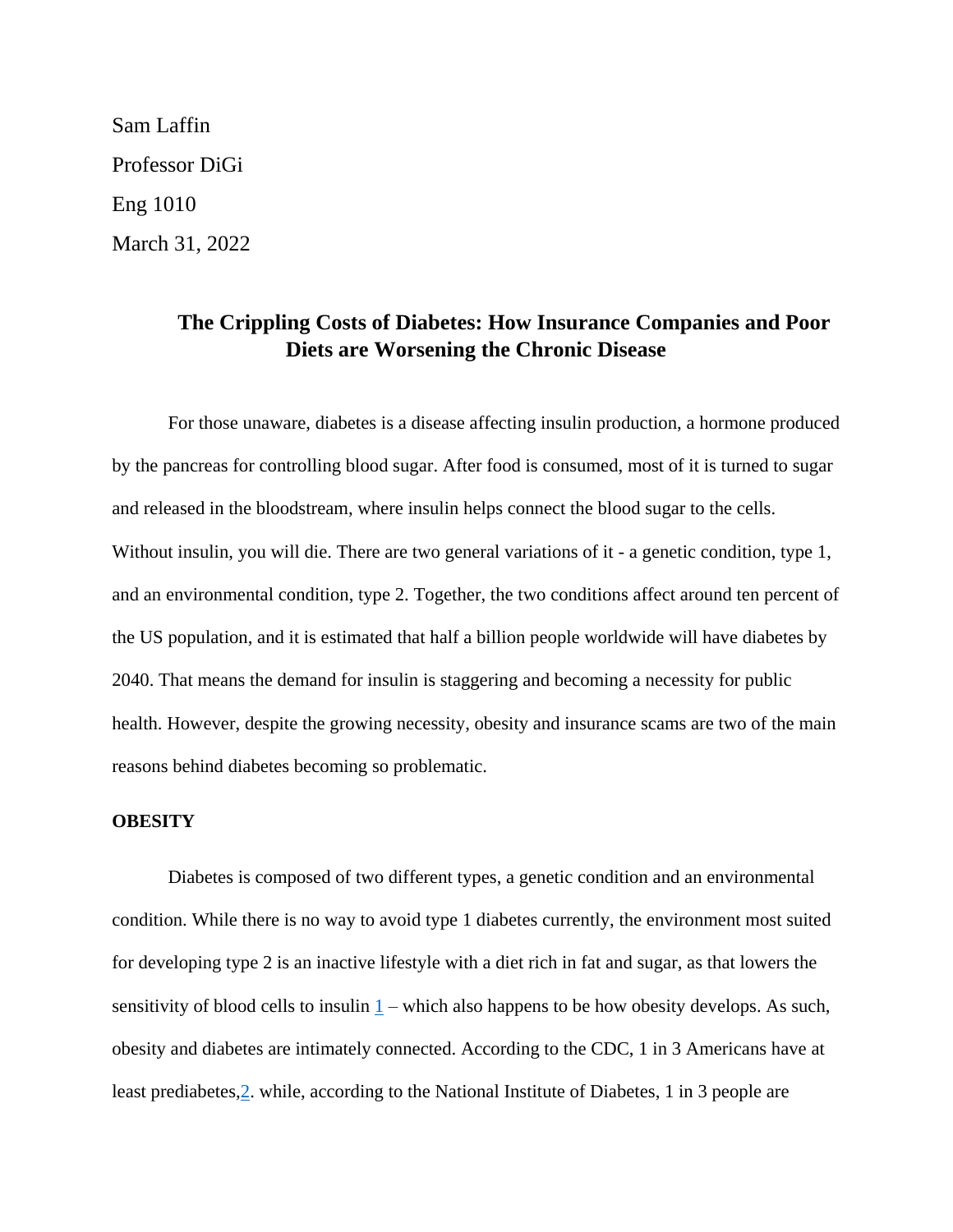Sam Laffin

Professor DiGi

Eng 1010

March 31, 2022

# The Crippling Costs of Diabetes: How Insurance Companies and Poor Diets are Worsening the Chronic Disease

For those unaware, diabetes is a disease affecting insulin production, a hormone produced by the pancreas for controlling blood sugar. After food is consumed, most of it is turned to sugar and released in the bloodstream, where insulin helps connect the blood sugar to the cells. Without insulin, you will die. There are two general variations of it - a genetic condition, type 1, and an environmental condition, type 2. Together, the two conditions affect around ten percent of the US population, and it is estimated that half a billion people worldwide will have diabetes by 2040. That means the demand for insulin is staggering and becoming a necessity for public health. However, despite the growing necessity, obesity and insurance scams are two of the main reasons behind diabetes becoming so problematic.

## OBESITY

Diabetes is composed of two different types, a genetic condition and an environmental condition. While there is no way to avoid type 1 diabetes currently, the environment most suited for developing type 2 is an inactive lifestyle with a diet rich in fat and sugar, as that lowers the sensitivity of blood cells to insulin 1 – which also happens to be how obesity develops. As such, obesity and diabetes are intimately connected. According to the CDC, 1 in 3 Americans have at least prediabetes,2. while, according to the National Institute of Diabetes, 1 in 3 people are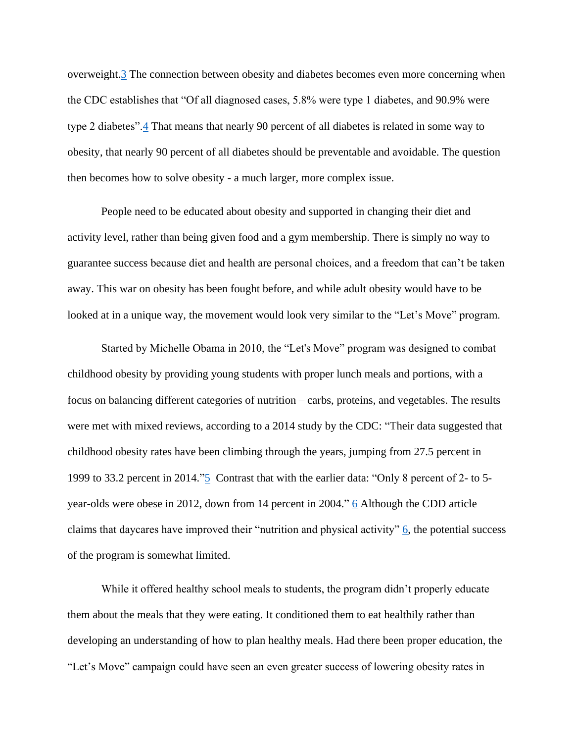overweight.[3] The connection between obesity and diabetes becomes even more concerning when the CDC establishes that "Of all diagnosed cases, 5.8% were type 1 diabetes, and 90.9% were type 2 diabetes".[4] That means that nearly 90 percent of all diabetes is related in some way to obesity, that nearly 90 percent of all diabetes should be preventable and avoidable. The question then becomes how to solve obesity - a much larger, more complex issue.

People need to be educated about obesity and supported in changing their diet and activity level, rather than being given food and a gym membership. There is simply no way to guarantee success because diet and health are personal choices, and a freedom that can't be taken away. This war on obesity has been fought before, and while adult obesity would have to be looked at in a unique way, the movement would look very similar to the "Let's Move" program.

Started by Michelle Obama in 2010, the "Let's Move" program was designed to combat childhood obesity by providing young students with proper lunch meals and portions, with a focus on balancing different categories of nutrition – carbs, proteins, and vegetables. The results were met with mixed reviews, according to a 2014 study by the CDC: "Their data suggested that childhood obesity rates have been climbing through the years, jumping from 27.5 percent in 1999 to 33.2 percent in 2014."[5] Contrast that with the earlier data: "Only 8 percent of 2- to 5-year-olds were obese in 2012, down from 14 percent in 2004." [6] Although the CDD article claims that daycares have improved their "nutrition and physical activity" [6], the potential success of the program is somewhat limited.

While it offered healthy school meals to students, the program didn't properly educate them about the meals that they were eating. It conditioned them to eat healthily rather than developing an understanding of how to plan healthy meals. Had there been proper education, the "Let's Move" campaign could have seen an even greater success of lowering obesity rates in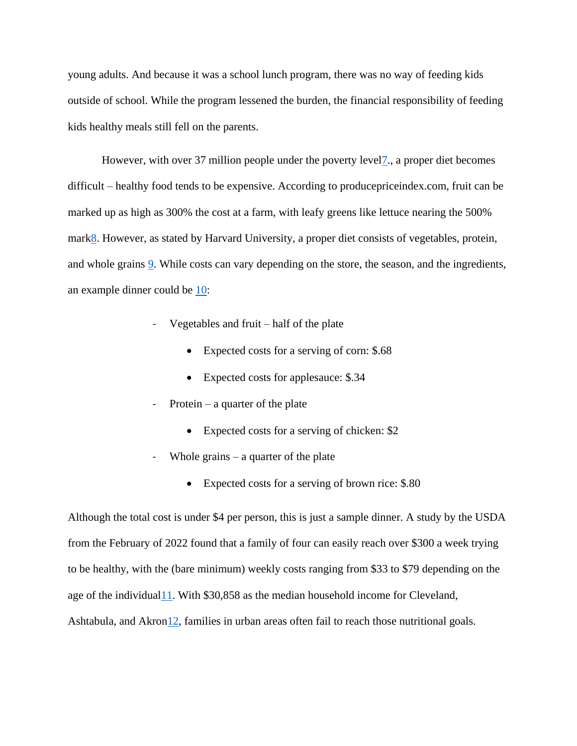young adults. And because it was a school lunch program, there was no way of feeding kids outside of school. While the program lessened the burden, the financial responsibility of feeding kids healthy meals still fell on the parents.

However, with over 37 million people under the poverty level[7]., a proper diet becomes difficult – healthy food tends to be expensive. According to producepriceindex.com, fruit can be marked up as high as 300% the cost at a farm, with leafy greens like lettuce nearing the 500% mark[8]. However, as stated by Harvard University, a proper diet consists of vegetables, protein, and whole grains [9]. While costs can vary depending on the store, the season, and the ingredients, an example dinner could be [10]:

- Vegetables and fruit – half of the plate
    - Expected costs for a serving of corn: $.68
    - Expected costs for applesauce: $.34
- Protein – a quarter of the plate
    - Expected costs for a serving of chicken: $2
- Whole grains – a quarter of the plate
    - Expected costs for a serving of brown rice: $.80

Although the total cost is under $4 per person, this is just a sample dinner. A study by the USDA from the February of 2022 found that a family of four can easily reach over $300 a week trying to be healthy, with the (bare minimum) weekly costs ranging from $33 to $79 depending on the age of the individual[11]. With $30,858 as the median household income for Cleveland, Ashtabula, and Akron[12], families in urban areas often fail to reach those nutritional goals.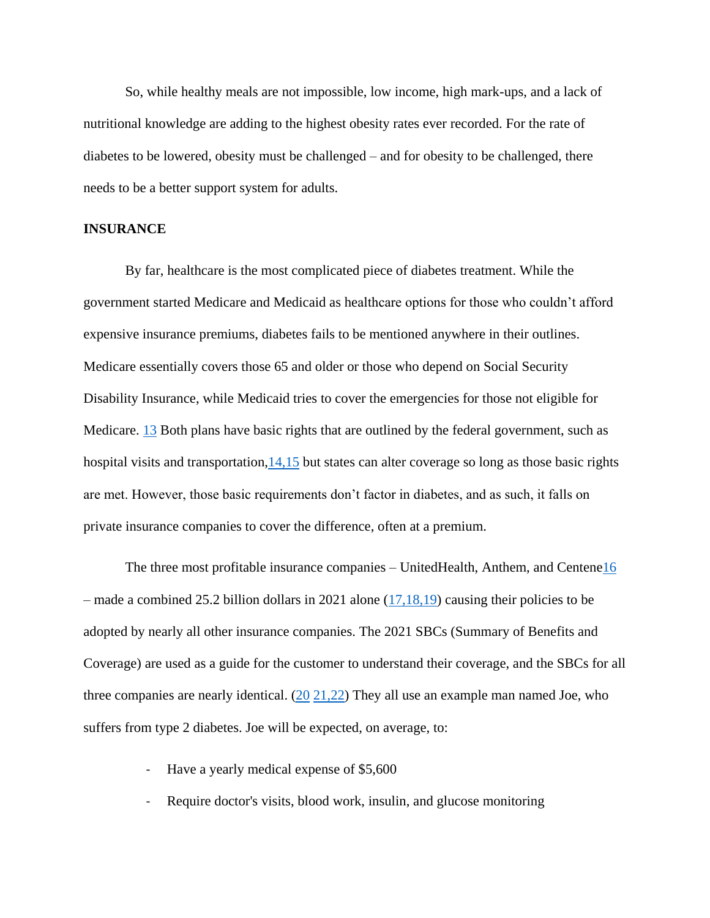So, while healthy meals are not impossible, low income, high mark-ups, and a lack of nutritional knowledge are adding to the highest obesity rates ever recorded. For the rate of diabetes to be lowered, obesity must be challenged – and for obesity to be challenged, there needs to be a better support system for adults.

**INSURANCE**

By far, healthcare is the most complicated piece of diabetes treatment. While the government started Medicare and Medicaid as healthcare options for those who couldn't afford expensive insurance premiums, diabetes fails to be mentioned anywhere in their outlines. Medicare essentially covers those 65 and older or those who depend on Social Security Disability Insurance, while Medicaid tries to cover the emergencies for those not eligible for Medicare. 13 Both plans have basic rights that are outlined by the federal government, such as hospital visits and transportation,14,15 but states can alter coverage so long as those basic rights are met. However, those basic requirements don't factor in diabetes, and as such, it falls on private insurance companies to cover the difference, often at a premium.

The three most profitable insurance companies – UnitedHealth, Anthem, and Centene16 – made a combined 25.2 billion dollars in 2021 alone (17,18,19) causing their policies to be adopted by nearly all other insurance companies. The 2021 SBCs (Summary of Benefits and Coverage) are used as a guide for the customer to understand their coverage, and the SBCs for all three companies are nearly identical. (20 21,22) They all use an example man named Joe, who suffers from type 2 diabetes. Joe will be expected, on average, to:

- Have a yearly medical expense of $5,600
- Require doctor's visits, blood work, insulin, and glucose monitoring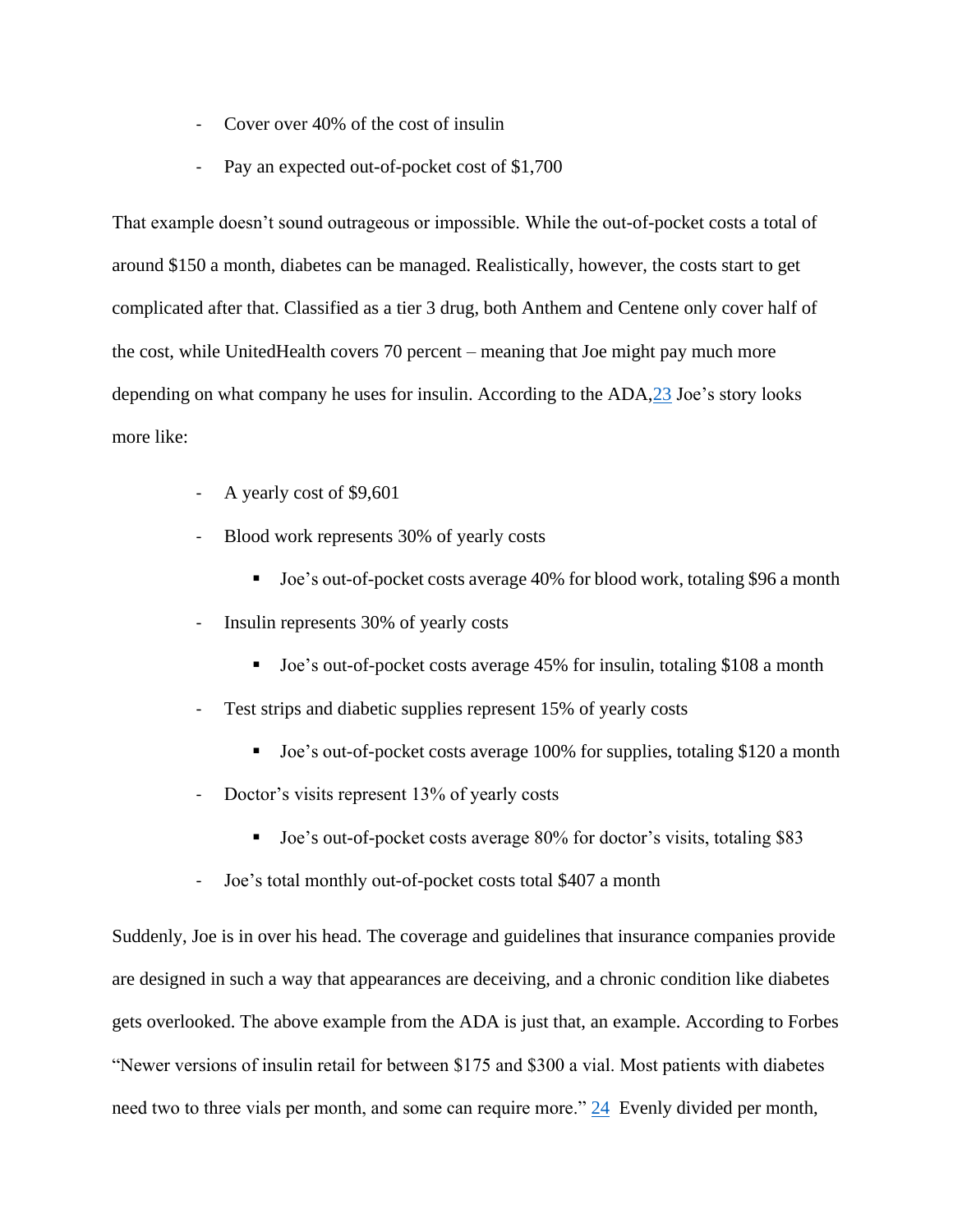- Cover over 40% of the cost of insulin
- Pay an expected out-of-pocket cost of $1,700

That example doesn't sound outrageous or impossible. While the out-of-pocket costs a total of around $150 a month, diabetes can be managed. Realistically, however, the costs start to get complicated after that. Classified as a tier 3 drug, both Anthem and Centene only cover half of the cost, while UnitedHealth covers 70 percent – meaning that Joe might pay much more depending on what company he uses for insulin. According to the ADA,[23] Joe's story looks more like:

- A yearly cost of $9,601
- Blood work represents 30% of yearly costs
  - Joe's out-of-pocket costs average 40% for blood work, totaling $96 a month
- Insulin represents 30% of yearly costs
  - Joe's out-of-pocket costs average 45% for insulin, totaling $108 a month
- Test strips and diabetic supplies represent 15% of yearly costs
  - Joe's out-of-pocket costs average 100% for supplies, totaling $120 a month
- Doctor's visits represent 13% of yearly costs
  - Joe's out-of-pocket costs average 80% for doctor's visits, totaling $83
- Joe's total monthly out-of-pocket costs total $407 a month

Suddenly, Joe is in over his head. The coverage and guidelines that insurance companies provide are designed in such a way that appearances are deceiving, and a chronic condition like diabetes gets overlooked. The above example from the ADA is just that, an example. According to Forbes "Newer versions of insulin retail for between $175 and $300 a vial. Most patients with diabetes need two to three vials per month, and some can require more." [24] Evenly divided per month,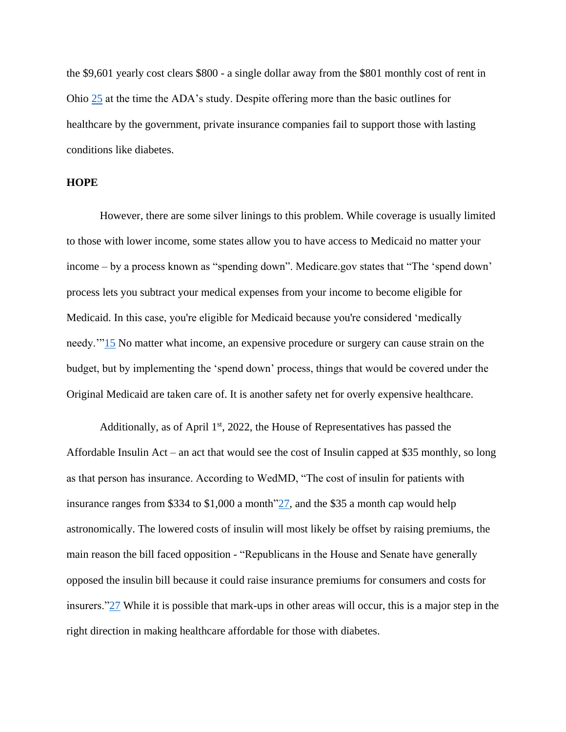the $9,601 yearly cost clears $800 - a single dollar away from the $801 monthly cost of rent in Ohio [25] at the time the ADA's study. Despite offering more than the basic outlines for healthcare by the government, private insurance companies fail to support those with lasting conditions like diabetes.

**HOPE**

However, there are some silver linings to this problem. While coverage is usually limited to those with lower income, some states allow you to have access to Medicaid no matter your income – by a process known as "spending down". Medicare.gov states that "The 'spend down' process lets you subtract your medical expenses from your income to become eligible for Medicaid. In this case, you're eligible for Medicaid because you're considered 'medically needy.'"[15] No matter what income, an expensive procedure or surgery can cause strain on the budget, but by implementing the 'spend down' process, things that would be covered under the Original Medicaid are taken care of. It is another safety net for overly expensive healthcare.

Additionally, as of April 1st, 2022, the House of Representatives has passed the Affordable Insulin Act – an act that would see the cost of Insulin capped at $35 monthly, so long as that person has insurance. According to WedMD, "The cost of insulin for patients with insurance ranges from $334 to $1,000 a month"[27], and the $35 a month cap would help astronomically. The lowered costs of insulin will most likely be offset by raising premiums, the main reason the bill faced opposition - "Republicans in the House and Senate have generally opposed the insulin bill because it could raise insurance premiums for consumers and costs for insurers."[27] While it is possible that mark-ups in other areas will occur, this is a major step in the right direction in making healthcare affordable for those with diabetes.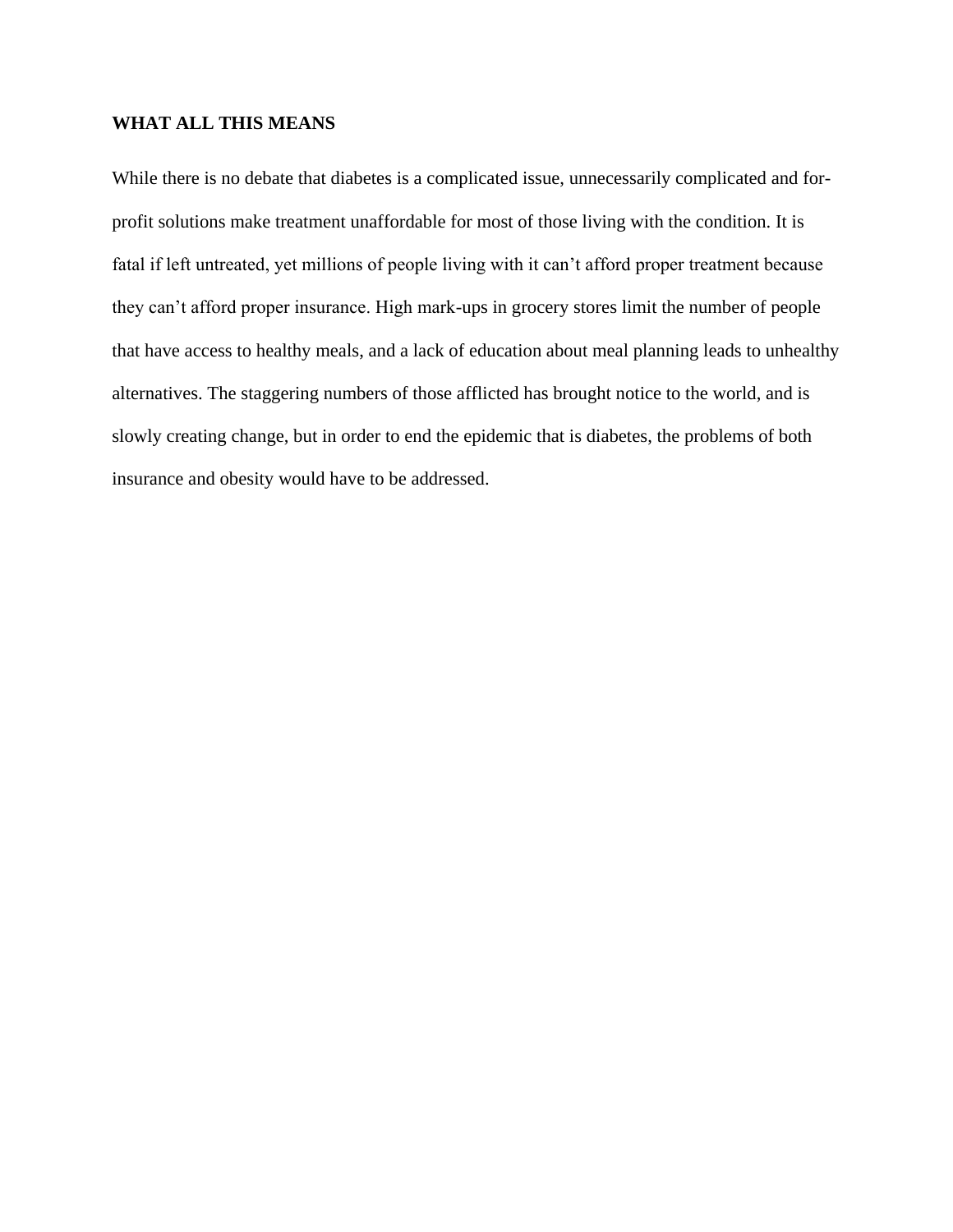## WHAT ALL THIS MEANS

While there is no debate that diabetes is a complicated issue, unnecessarily complicated and for-profit solutions make treatment unaffordable for most of those living with the condition. It is fatal if left untreated, yet millions of people living with it can't afford proper treatment because they can't afford proper insurance. High mark-ups in grocery stores limit the number of people that have access to healthy meals, and a lack of education about meal planning leads to unhealthy alternatives. The staggering numbers of those afflicted has brought notice to the world, and is slowly creating change, but in order to end the epidemic that is diabetes, the problems of both insurance and obesity would have to be addressed.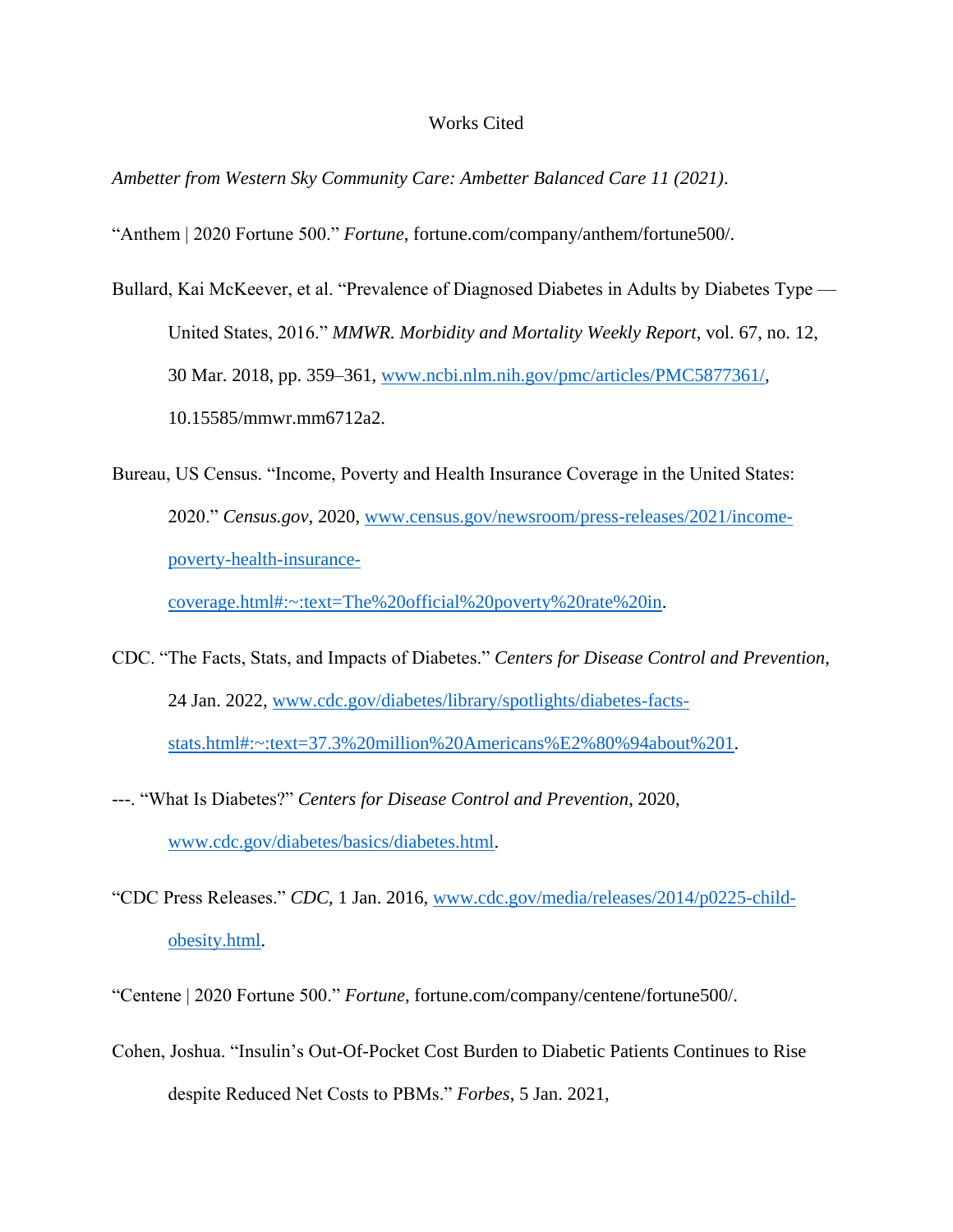# Works Cited

*Ambetter from Western Sky Community Care: Ambetter Balanced Care 11 (2021)*.

"Anthem | 2020 Fortune 500." *Fortune*, fortune.com/company/anthem/fortune500/.

Bullard, Kai McKeever, et al. "Prevalence of Diagnosed Diabetes in Adults by Diabetes Type — United States, 2016." *MMWR. Morbidity and Mortality Weekly Report*, vol. 67, no. 12, 30 Mar. 2018, pp. 359–361, www.ncbi.nlm.nih.gov/pmc/articles/PMC5877361/, 10.15585/mmwr.mm6712a2.

Bureau, US Census. "Income, Poverty and Health Insurance Coverage in the United States: 2020." *Census.gov*, 2020, www.census.gov/newsroom/press-releases/2021/income-poverty-health-insurance-coverage.html#:~:text=The%20official%20poverty%20rate%20in.

CDC. "The Facts, Stats, and Impacts of Diabetes." *Centers for Disease Control and Prevention*, 24 Jan. 2022, www.cdc.gov/diabetes/library/spotlights/diabetes-facts-stats.html#:~:text=37.3%20million%20Americans%E2%80%94about%201.

---. "What Is Diabetes?" *Centers for Disease Control and Prevention*, 2020, www.cdc.gov/diabetes/basics/diabetes.html.

"CDC Press Releases." *CDC*, 1 Jan. 2016, www.cdc.gov/media/releases/2014/p0225-child-obesity.html.

"Centene | 2020 Fortune 500." *Fortune*, fortune.com/company/centene/fortune500/.

Cohen, Joshua. "Insulin's Out-Of-Pocket Cost Burden to Diabetic Patients Continues to Rise despite Reduced Net Costs to PBMs." *Forbes*, 5 Jan. 2021,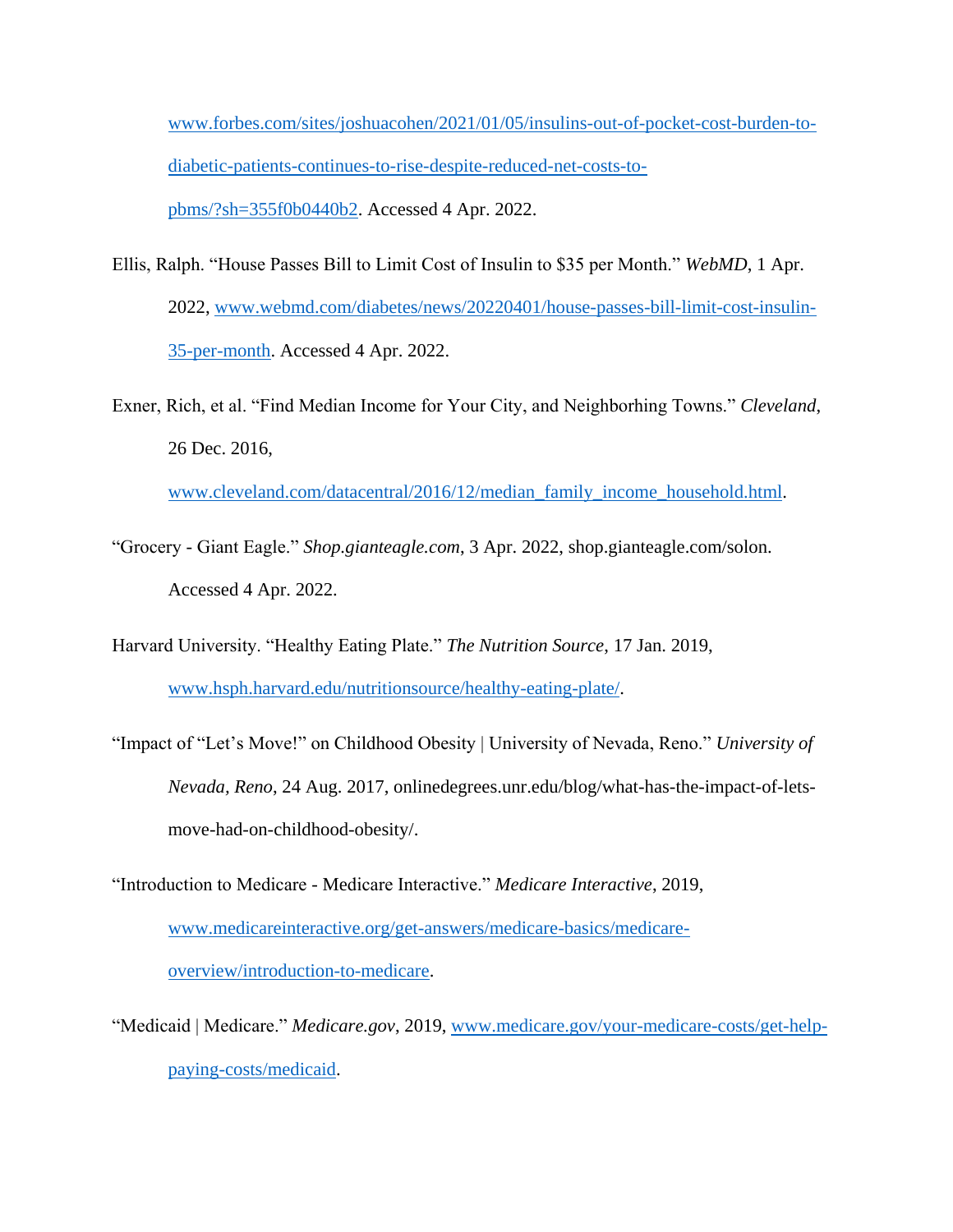www.forbes.com/sites/joshuacohen/2021/01/05/insulins-out-of-pocket-cost-burden-to-diabetic-patients-continues-to-rise-despite-reduced-net-costs-to-pbms/?sh=355f0b0440b2. Accessed 4 Apr. 2022.

Ellis, Ralph. "House Passes Bill to Limit Cost of Insulin to $35 per Month." *WebMD*, 1 Apr. 2022, www.webmd.com/diabetes/news/20220401/house-passes-bill-limit-cost-insulin-35-per-month. Accessed 4 Apr. 2022.

Exner, Rich, et al. "Find Median Income for Your City, and Neighborhing Towns." *Cleveland*, 26 Dec. 2016, www.cleveland.com/datacentral/2016/12/median_family_income_household.html.

"Grocery - Giant Eagle." *Shop.gianteagle.com*, 3 Apr. 2022, shop.gianteagle.com/solon. Accessed 4 Apr. 2022.

Harvard University. "Healthy Eating Plate." *The Nutrition Source*, 17 Jan. 2019, www.hsph.harvard.edu/nutritionsource/healthy-eating-plate/.

"Impact of "Let's Move!" on Childhood Obesity | University of Nevada, Reno." *University of Nevada, Reno*, 24 Aug. 2017, onlinedegrees.unr.edu/blog/what-has-the-impact-of-lets-move-had-on-childhood-obesity/.

"Introduction to Medicare - Medicare Interactive." *Medicare Interactive*, 2019, www.medicareinteractive.org/get-answers/medicare-basics/medicare-overview/introduction-to-medicare.

"Medicaid | Medicare." *Medicare.gov*, 2019, www.medicare.gov/your-medicare-costs/get-help-paying-costs/medicaid.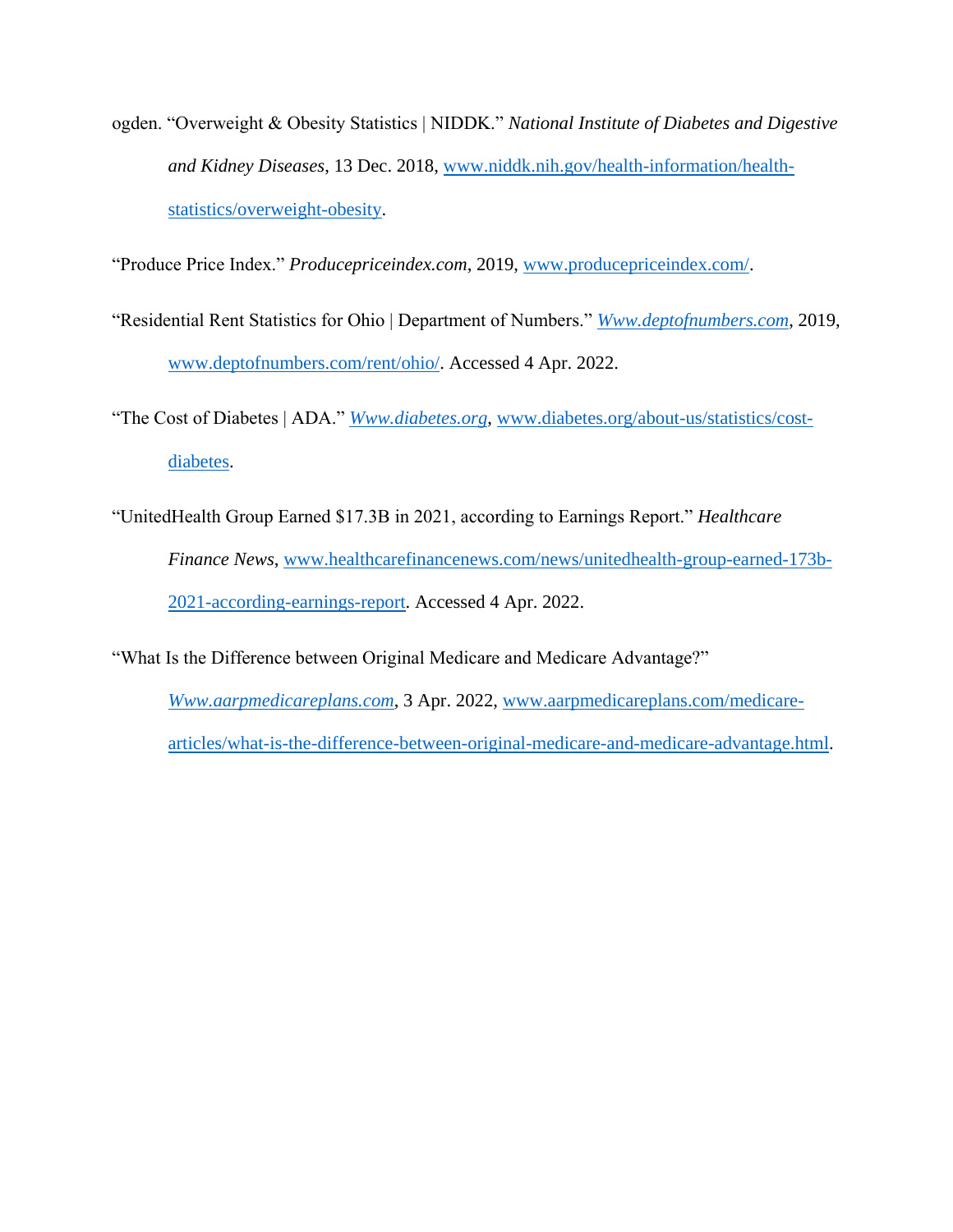ogden. “Overweight & Obesity Statistics | NIDDK.” *National Institute of Diabetes and Digestive and Kidney Diseases*, 13 Dec. 2018, www.niddk.nih.gov/health-information/health-statistics/overweight-obesity.

“Produce Price Index.” *Producepriceindex.com*, 2019, www.producepriceindex.com/.

“Residential Rent Statistics for Ohio | Department of Numbers.” *Www.deptofnumbers.com*, 2019, www.deptofnumbers.com/rent/ohio/. Accessed 4 Apr. 2022.

“The Cost of Diabetes | ADA.” *Www.diabetes.org*, www.diabetes.org/about-us/statistics/cost-diabetes.

“UnitedHealth Group Earned $17.3B in 2021, according to Earnings Report.” *Healthcare Finance News*, www.healthcarefinancenews.com/news/unitedhealth-group-earned-173b-2021-according-earnings-report. Accessed 4 Apr. 2022.

“What Is the Difference between Original Medicare and Medicare Advantage?” *Www.aarpmedicareplans.com*, 3 Apr. 2022, www.aarpmedicareplans.com/medicare-articles/what-is-the-difference-between-original-medicare-and-medicare-advantage.html.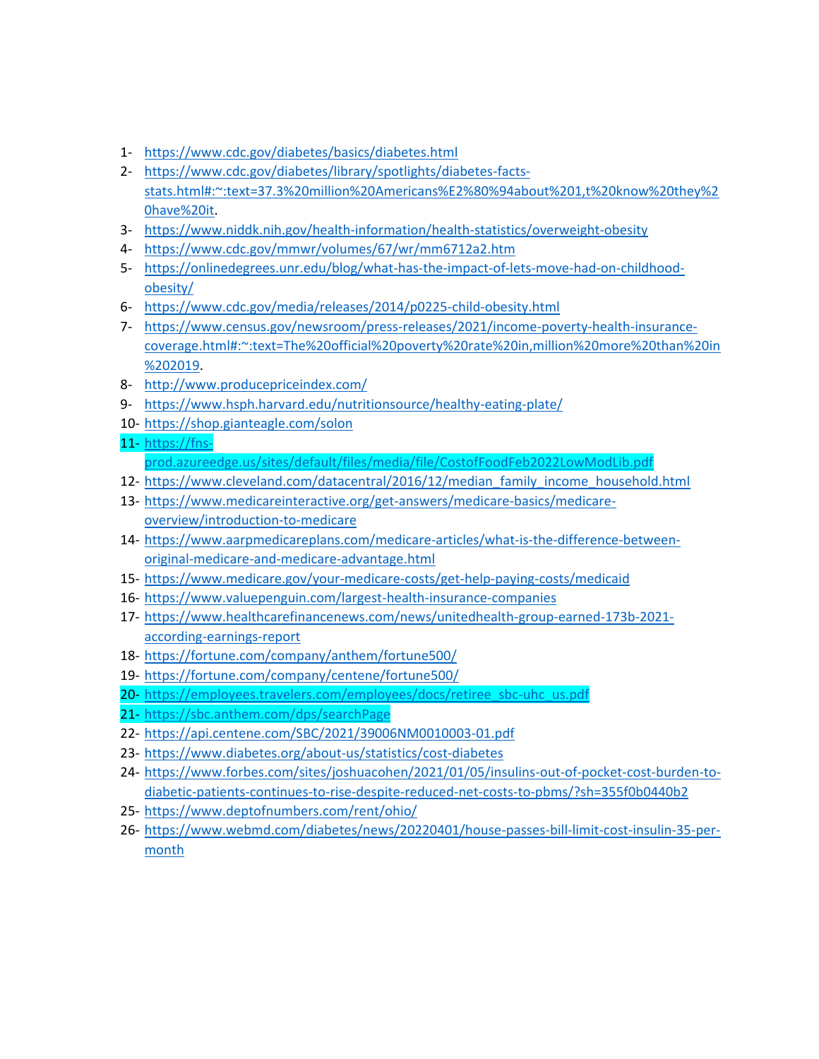1- https://www.cdc.gov/diabetes/basics/diabetes.html
2- https://www.cdc.gov/diabetes/library/spotlights/diabetes-facts-stats.html#:~:text=37.3%20million%20Americans%E2%80%94about%201,t%20know%20they%20have%20it.
3- https://www.niddk.nih.gov/health-information/health-statistics/overweight-obesity
4- https://www.cdc.gov/mmwr/volumes/67/wr/mm6712a2.htm
5- https://onlinedegrees.unr.edu/blog/what-has-the-impact-of-lets-move-had-on-childhood-obesity/
6- https://www.cdc.gov/media/releases/2014/p0225-child-obesity.html
7- https://www.census.gov/newsroom/press-releases/2021/income-poverty-health-insurance-coverage.html#:~:text=The%20official%20poverty%20rate%20in,million%20more%20than%20in%202019.
8- http://www.producepriceindex.com/
9- https://www.hsph.harvard.edu/nutritionsource/healthy-eating-plate/
10- https://shop.gianteagle.com/solon
11- https://fns-prod.azureedge.us/sites/default/files/media/file/CostofFoodFeb2022LowModLib.pdf
12- https://www.cleveland.com/datacentral/2016/12/median_family_income_household.html
13- https://www.medicareinteractive.org/get-answers/medicare-basics/medicare-overview/introduction-to-medicare
14- https://www.aarpmedicareplans.com/medicare-articles/what-is-the-difference-between-original-medicare-and-medicare-advantage.html
15- https://www.medicare.gov/your-medicare-costs/get-help-paying-costs/medicaid
16- https://www.valuepenguin.com/largest-health-insurance-companies
17- https://www.healthcarefinancenews.com/news/unitedhealth-group-earned-173b-2021-according-earnings-report
18- https://fortune.com/company/anthem/fortune500/
19- https://fortune.com/company/centene/fortune500/
20- https://employees.travelers.com/employees/docs/retiree_sbc-uhc_us.pdf
21- https://sbc.anthem.com/dps/searchPage
22- https://api.centene.com/SBC/2021/39006NM0010003-01.pdf
23- https://www.diabetes.org/about-us/statistics/cost-diabetes
24- https://www.forbes.com/sites/joshuacohen/2021/01/05/insulins-out-of-pocket-cost-burden-to-diabetic-patients-continues-to-rise-despite-reduced-net-costs-to-pbms/?sh=355f0b0440b2
25- https://www.deptofnumbers.com/rent/ohio/
26- https://www.webmd.com/diabetes/news/20220401/house-passes-bill-limit-cost-insulin-35-per-month